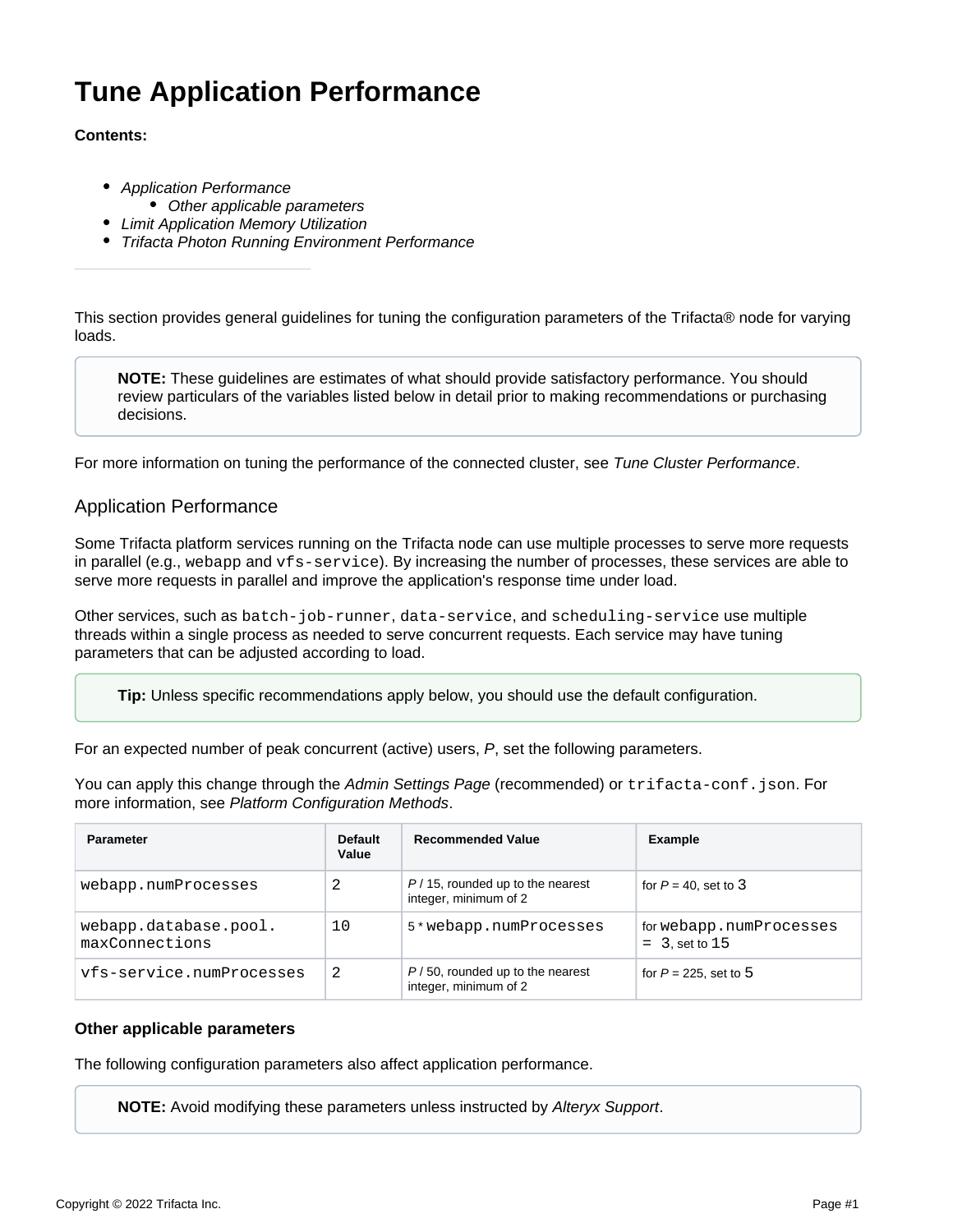# Tune Application Performance

**Contents:**

- *Application Performance*
  - *Other applicable parameters*
- *Limit Application Memory Utilization*
- *Trifacta Photon Running Environment Performance*

---

This section provides general guidelines for tuning the configuration parameters of the Trifacta® node for varying loads.

> **NOTE:** These guidelines are estimates of what should provide satisfactory performance. You should review particulars of the variables listed below in detail prior to making recommendations or purchasing decisions.

For more information on tuning the performance of the connected cluster, see *Tune Cluster Performance*.

## Application Performance

Some Trifacta platform services running on the Trifacta node can use multiple processes to serve more requests in parallel (e.g., `webapp` and `vfs-service`). By increasing the number of processes, these services are able to serve more requests in parallel and improve the application's response time under load.

Other services, such as `batch-job-runner`, `data-service`, and `scheduling-service` use multiple threads within a single process as needed to serve concurrent requests. Each service may have tuning parameters that can be adjusted according to load.

> **Tip:** Unless specific recommendations apply below, you should use the default configuration.

For an expected number of peak concurrent (active) users, *P*, set the following parameters.

You can apply this change through the *Admin Settings Page* (recommended) or `trifacta-conf.json`. For more information, see *Platform Configuration Methods*.

| Parameter | Default Value | Recommended Value | Example |
|---|---|---|---|
| `webapp.numProcesses` | `2` | *P* / 15, rounded up to the nearest integer, minimum of 2 | for *P* = 40, set to `3` |
| `webapp.database.pool.maxConnections` | `10` | 5 * `webapp.numProcesses` | for `webapp.numProcesses = 3`, set to `15` |
| `vfs-service.numProcesses` | `2` | *P* / 50, rounded up to the nearest integer, minimum of 2 | for *P* = 225, set to `5` |

### Other applicable parameters

The following configuration parameters also affect application performance.

> **NOTE:** Avoid modifying these parameters unless instructed by *Alteryx Support*.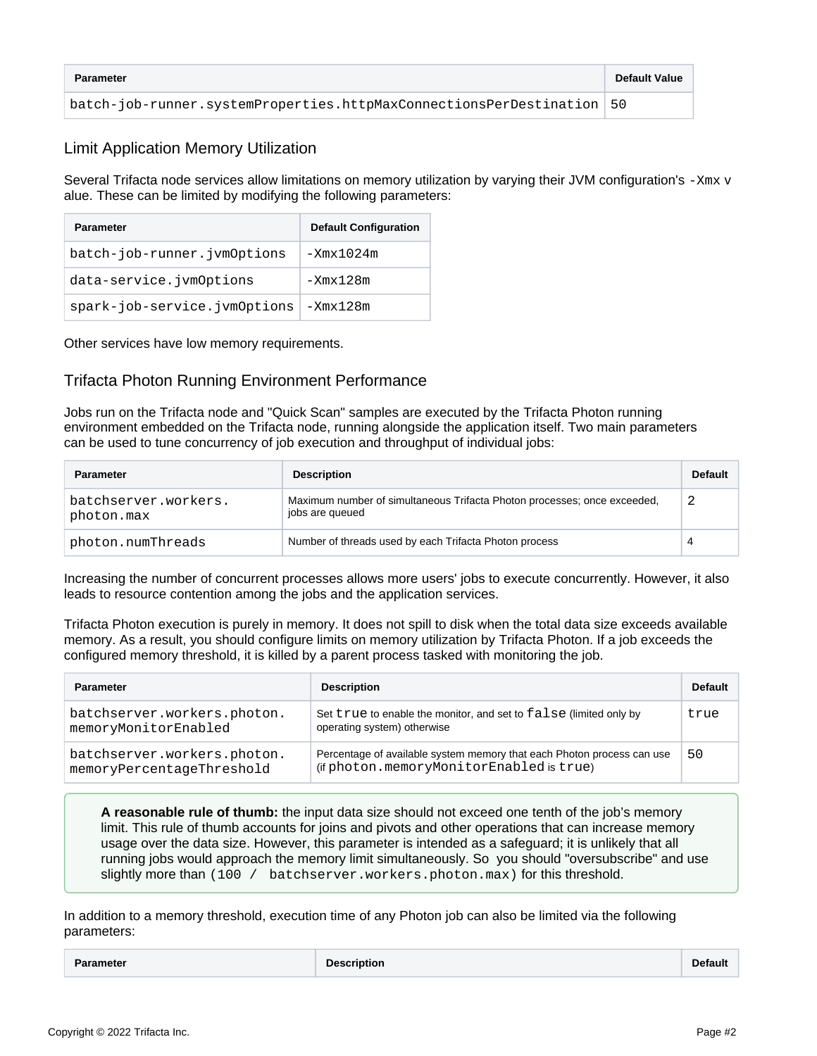| Parameter | Default Value |
| --- | --- |
| `batch-job-runner.systemProperties.httpMaxConnectionsPerDestination` | 50 |

## Limit Application Memory Utilization

Several Trifacta node services allow limitations on memory utilization by varying their JVM configuration's `-Xmx` value. These can be limited by modifying the following parameters:

| Parameter | Default Configuration |
| --- | --- |
| `batch-job-runner.jvmOptions` | `-Xmx1024m` |
| `data-service.jvmOptions` | `-Xmx128m` |
| `spark-job-service.jvmOptions` | `-Xmx128m` |

Other services have low memory requirements.

## Trifacta Photon Running Environment Performance

Jobs run on the Trifacta node and "Quick Scan" samples are executed by the Trifacta Photon running environment embedded on the Trifacta node, running alongside the application itself. Two main parameters can be used to tune concurrency of job execution and throughput of individual jobs:

| Parameter | Description | Default |
| --- | --- | --- |
| `batchserver.workers.photon.max` | Maximum number of simultaneous Trifacta Photon processes; once exceeded, jobs are queued | 2 |
| `photon.numThreads` | Number of threads used by each Trifacta Photon process | 4 |

Increasing the number of concurrent processes allows more users' jobs to execute concurrently. However, it also leads to resource contention among the jobs and the application services.

Trifacta Photon execution is purely in memory. It does not spill to disk when the total data size exceeds available memory. As a result, you should configure limits on memory utilization by Trifacta Photon. If a job exceeds the configured memory threshold, it is killed by a parent process tasked with monitoring the job.

| Parameter | Description | Default |
| --- | --- | --- |
| `batchserver.workers.photon.memoryMonitorEnabled` | Set `true` to enable the monitor, and set to `false` (limited only by operating system) otherwise | `true` |
| `batchserver.workers.photon.memoryPercentageThreshold` | Percentage of available system memory that each Photon process can use (if `photon.memoryMonitorEnabled` is `true`) | `50` |

> **A reasonable rule of thumb:** the input data size should not exceed one tenth of the job's memory limit. This rule of thumb accounts for joins and pivots and other operations that can increase memory usage over the data size. However, this parameter is intended as a safeguard; it is unlikely that all running jobs would approach the memory limit simultaneously. So you should "oversubscribe" and use slightly more than `(100 / batchserver.workers.photon.max)` for this threshold.

In addition to a memory threshold, execution time of any Photon job can also be limited via the following parameters:

| Parameter | Description | Default |
| --- | --- | --- |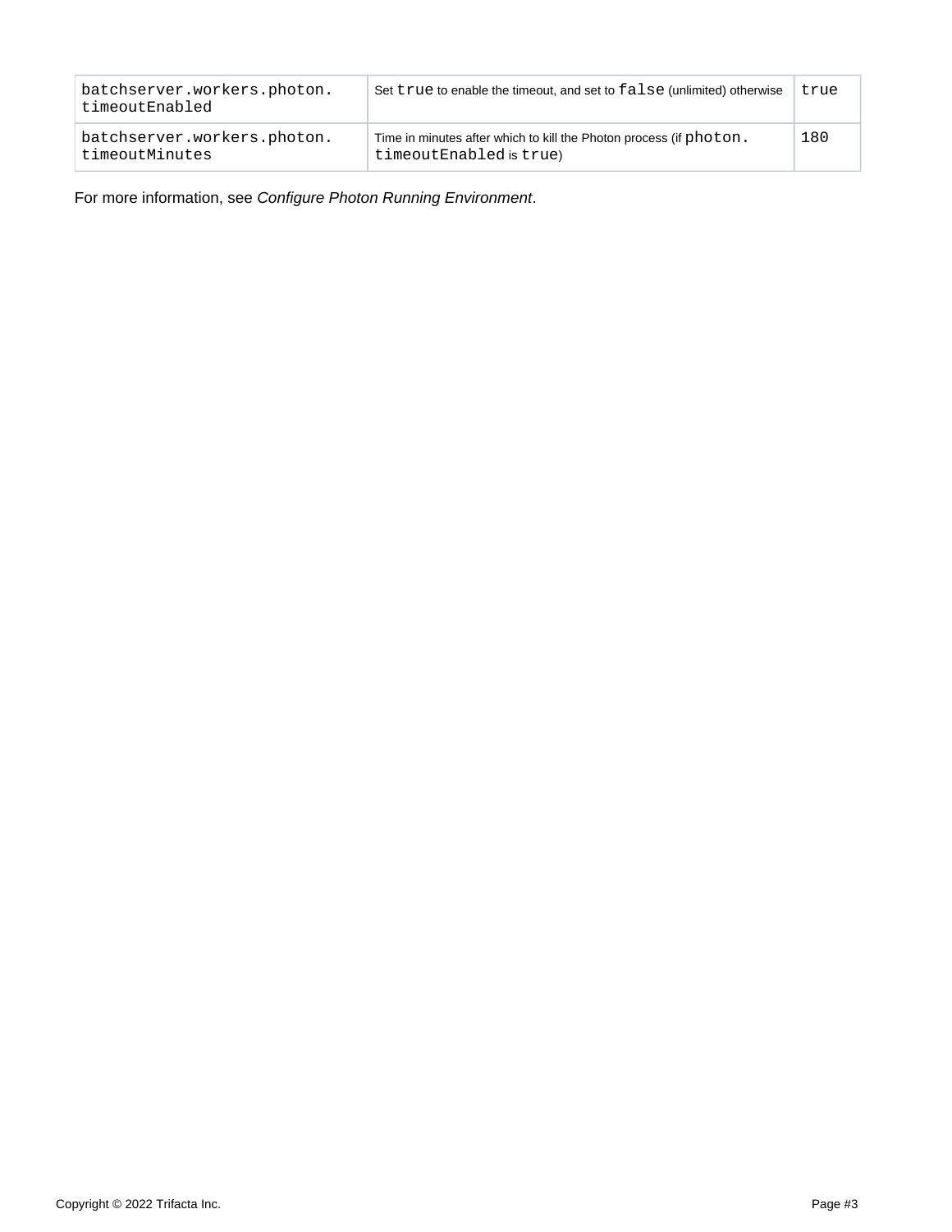| | | |
|---|---|---|
| `batchserver.workers.photon.timeoutEnabled` | Set `true` to enable the timeout, and set to `false` (unlimited) otherwise | `true` |
| `batchserver.workers.photon.timeoutMinutes` | Time in minutes after which to kill the Photon process (if `photon.timeoutEnabled` is `true`) | `180` |

For more information, see *Configure Photon Running Environment*.